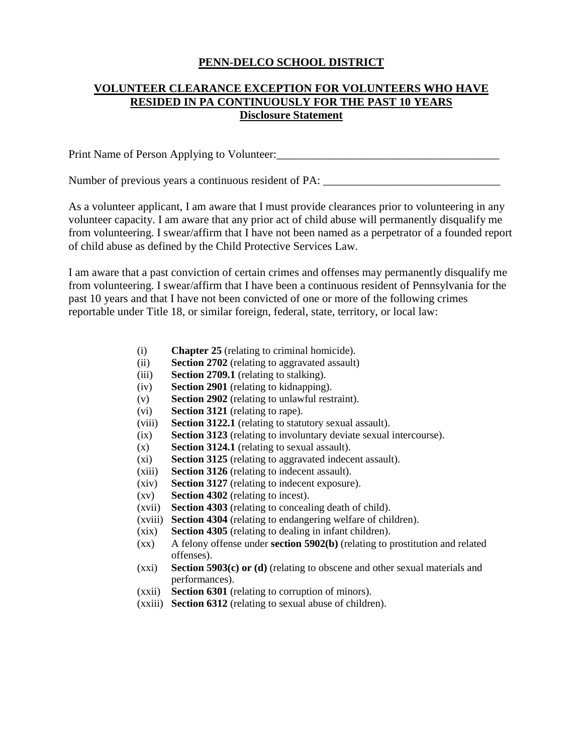# PENN-DELCO SCHOOL DISTRICT

## VOLUNTEER CLEARANCE EXCEPTION FOR VOLUNTEERS WHO HAVE RESIDED IN PA CONTINUOUSLY FOR THE PAST 10 YEARS

### Disclosure Statement

Print Name of Person Applying to Volunteer:________________________________________

Number of previous years a continuous resident of PA: _______________________________

As a volunteer applicant, I am aware that I must provide clearances prior to volunteering in any volunteer capacity. I am aware that any prior act of child abuse will permanently disqualify me from volunteering. I swear/affirm that I have not been named as a perpetrator of a founded report of child abuse as defined by the Child Protective Services Law.

I am aware that a past conviction of certain crimes and offenses may permanently disqualify me from volunteering. I swear/affirm that I have been a continuous resident of Pennsylvania for the past 10 years and that I have not been convicted of one or more of the following crimes reportable under Title 18, or similar foreign, federal, state, territory, or local law:

- (i) **Chapter 25** (relating to criminal homicide).
- (ii) **Section 2702** (relating to aggravated assault)
- (iii) **Section 2709.1** (relating to stalking).
- (iv) **Section 2901** (relating to kidnapping).
- (v) **Section 2902** (relating to unlawful restraint).
- (vi) **Section 3121** (relating to rape).
- (viii) **Section 3122.1** (relating to statutory sexual assault).
- (ix) **Section 3123** (relating to involuntary deviate sexual intercourse).
- (x) **Section 3124.1** (relating to sexual assault).
- (xi) **Section 3125** (relating to aggravated indecent assault).
- (xiii) **Section 3126** (relating to indecent assault).
- (xiv) **Section 3127** (relating to indecent exposure).
- (xv) **Section 4302** (relating to incest).
- (xvii) **Section 4303** (relating to concealing death of child).
- (xviii) **Section 4304** (relating to endangering welfare of children).
- (xix) **Section 4305** (relating to dealing in infant children).
- (xx) A felony offense under **section 5902(b)** (relating to prostitution and related offenses).
- (xxi) **Section 5903(c) or (d)** (relating to obscene and other sexual materials and performances).
- (xxii) **Section 6301** (relating to corruption of minors).
- (xxiii) **Section 6312** (relating to sexual abuse of children).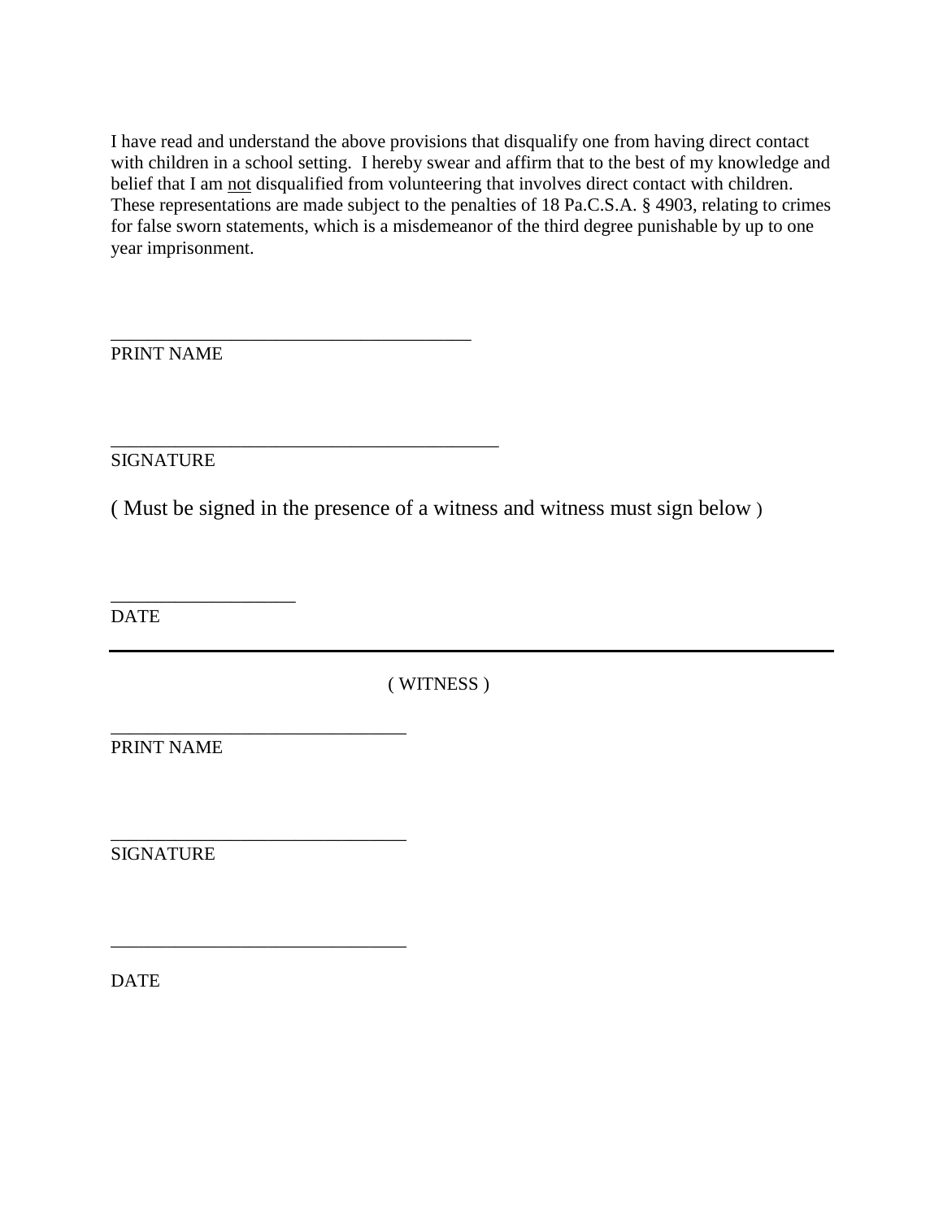I have read and understand the above provisions that disqualify one from having direct contact with children in a school setting. I hereby swear and affirm that to the best of my knowledge and belief that I am <u>not</u> disqualified from volunteering that involves direct contact with children. These representations are made subject to the penalties of 18 Pa.C.S.A. § 4903, relating to crimes for false sworn statements, which is a misdemeanor of the third degree punishable by up to one year imprisonment.

________________________________________
PRINT NAME

___________________________________________
SIGNATURE

( Must be signed in the presence of a witness and witness must sign below )

___________________
DATE

---

( WITNESS )

_______________________________
PRINT NAME

_______________________________
SIGNATURE

_______________________________
DATE